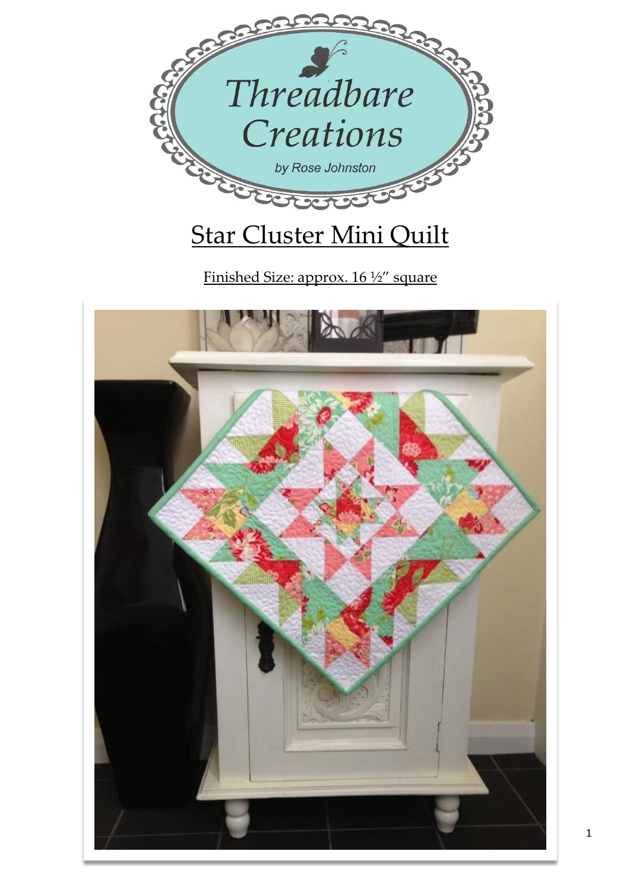Threadbare Creations

by Rose Johnston

# Star Cluster Mini Quilt

Finished Size: approx. 16 ½" square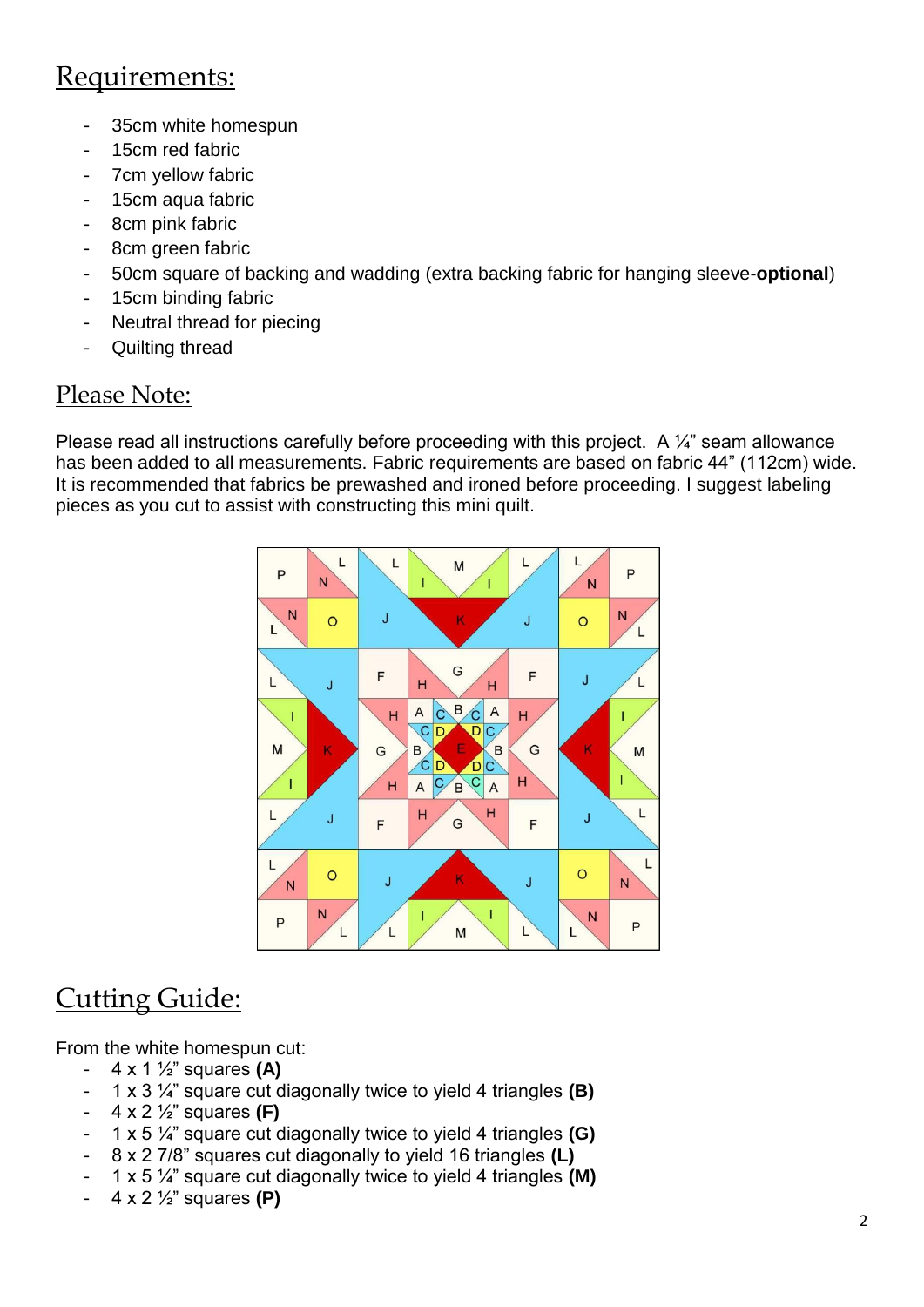## Requirements:

- 35cm white homespun
- 15cm red fabric
- 7cm yellow fabric
- 15cm aqua fabric
- 8cm pink fabric
- 8cm green fabric
- 50cm square of backing and wadding (extra backing fabric for hanging sleeve-**optional**)
- 15cm binding fabric
- Neutral thread for piecing
- Quilting thread

## Please Note:

Please read all instructions carefully before proceeding with this project. A ¼" seam allowance has been added to all measurements. Fabric requirements are based on fabric 44" (112cm) wide. It is recommended that fabrics be prewashed and ironed before proceeding. I suggest labeling pieces as you cut to assist with constructing this mini quilt.

## Cutting Guide:

From the white homespun cut:

- 4 x 1 ½" squares **(A)**
- 1 x 3 ¼" square cut diagonally twice to yield 4 triangles **(B)**
- 4 x 2 ½" squares **(F)**
- 1 x 5 ¼" square cut diagonally twice to yield 4 triangles **(G)**
- 8 x 2 7/8" squares cut diagonally to yield 16 triangles **(L)**
- 1 x 5 ¼" square cut diagonally twice to yield 4 triangles **(M)**
- 4 x 2 ½" squares **(P)**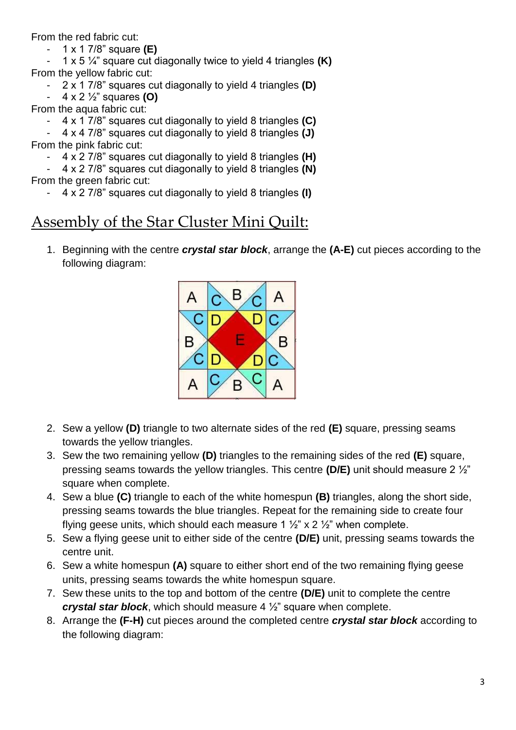From the red fabric cut:

- 1 x 1 7/8" square **(E)**
- 1 x 5 ¼" square cut diagonally twice to yield 4 triangles **(K)**

From the yellow fabric cut:

- 2 x 1 7/8" squares cut diagonally to yield 4 triangles **(D)**
- 4 x 2 ½" squares **(O)**

From the aqua fabric cut:

- 4 x 1 7/8" squares cut diagonally to yield 8 triangles **(C)**
- 4 x 4 7/8" squares cut diagonally to yield 8 triangles **(J)**

From the pink fabric cut:

- 4 x 2 7/8" squares cut diagonally to yield 8 triangles **(H)**
- 4 x 2 7/8" squares cut diagonally to yield 8 triangles **(N)**

From the green fabric cut:

- 4 x 2 7/8" squares cut diagonally to yield 8 triangles **(I)**

## Assembly of the Star Cluster Mini Quilt:

1. Beginning with the centre ***crystal star block***, arrange the **(A-E)** cut pieces according to the following diagram:

2. Sew a yellow **(D)** triangle to two alternate sides of the red **(E)** square, pressing seams towards the yellow triangles.
3. Sew the two remaining yellow **(D)** triangles to the remaining sides of the red **(E)** square, pressing seams towards the yellow triangles. This centre **(D/E)** unit should measure 2 ½" square when complete.
4. Sew a blue **(C)** triangle to each of the white homespun **(B)** triangles, along the short side, pressing seams towards the blue triangles. Repeat for the remaining side to create four flying geese units, which should each measure 1 ½" x 2 ½" when complete.
5. Sew a flying geese unit to either side of the centre **(D/E)** unit, pressing seams towards the centre unit.
6. Sew a white homespun **(A)** square to either short end of the two remaining flying geese units, pressing seams towards the white homespun square.
7. Sew these units to the top and bottom of the centre **(D/E)** unit to complete the centre ***crystal star block***, which should measure 4 ½" square when complete.
8. Arrange the **(F-H)** cut pieces around the completed centre ***crystal star block*** according to the following diagram: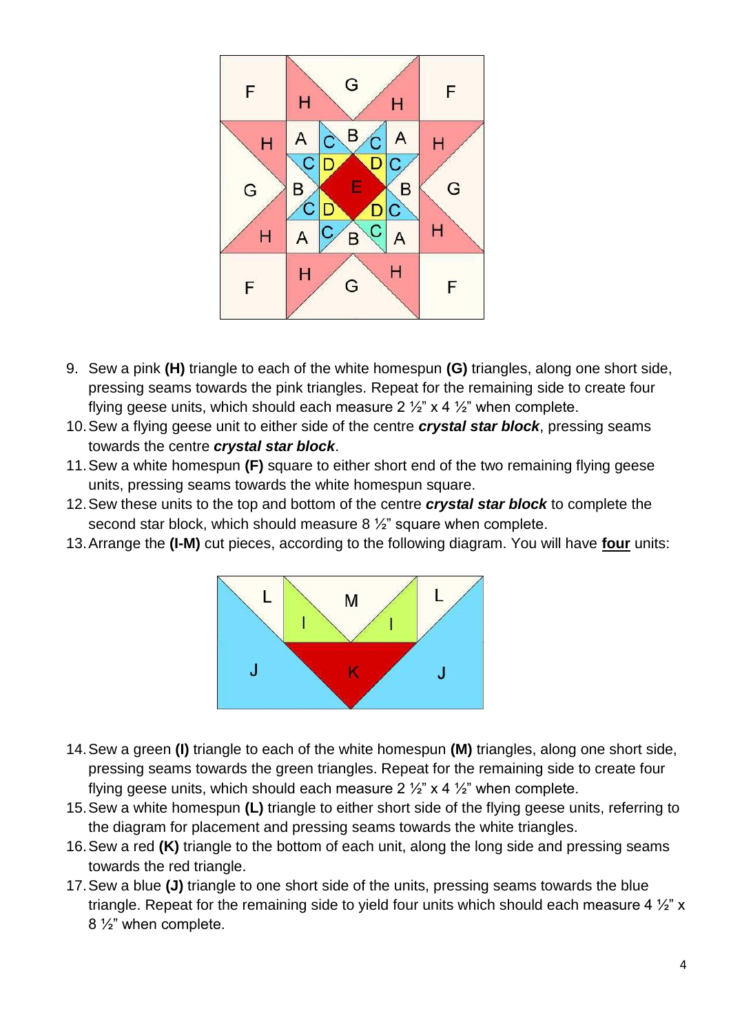9. Sew a pink **(H)** triangle to each of the white homespun **(G)** triangles, along one short side, pressing seams towards the pink triangles. Repeat for the remaining side to create four flying geese units, which should each measure 2 ½" x 4 ½" when complete.
10. Sew a flying geese unit to either side of the centre ***crystal star block***, pressing seams towards the centre ***crystal star block***.
11. Sew a white homespun **(F)** square to either short end of the two remaining flying geese units, pressing seams towards the white homespun square.
12. Sew these units to the top and bottom of the centre ***crystal star block*** to complete the second star block, which should measure 8 ½" square when complete.
13. Arrange the **(I-M)** cut pieces, according to the following diagram. You will have **four** units:

14. Sew a green **(I)** triangle to each of the white homespun **(M)** triangles, along one short side, pressing seams towards the green triangles. Repeat for the remaining side to create four flying geese units, which should each measure 2 ½" x 4 ½" when complete.
15. Sew a white homespun **(L)** triangle to either short side of the flying geese units, referring to the diagram for placement and pressing seams towards the white triangles.
16. Sew a red **(K)** triangle to the bottom of each unit, along the long side and pressing seams towards the red triangle.
17. Sew a blue **(J)** triangle to one short side of the units, pressing seams towards the blue triangle. Repeat for the remaining side to yield four units which should each measure 4 ½" x 8 ½" when complete.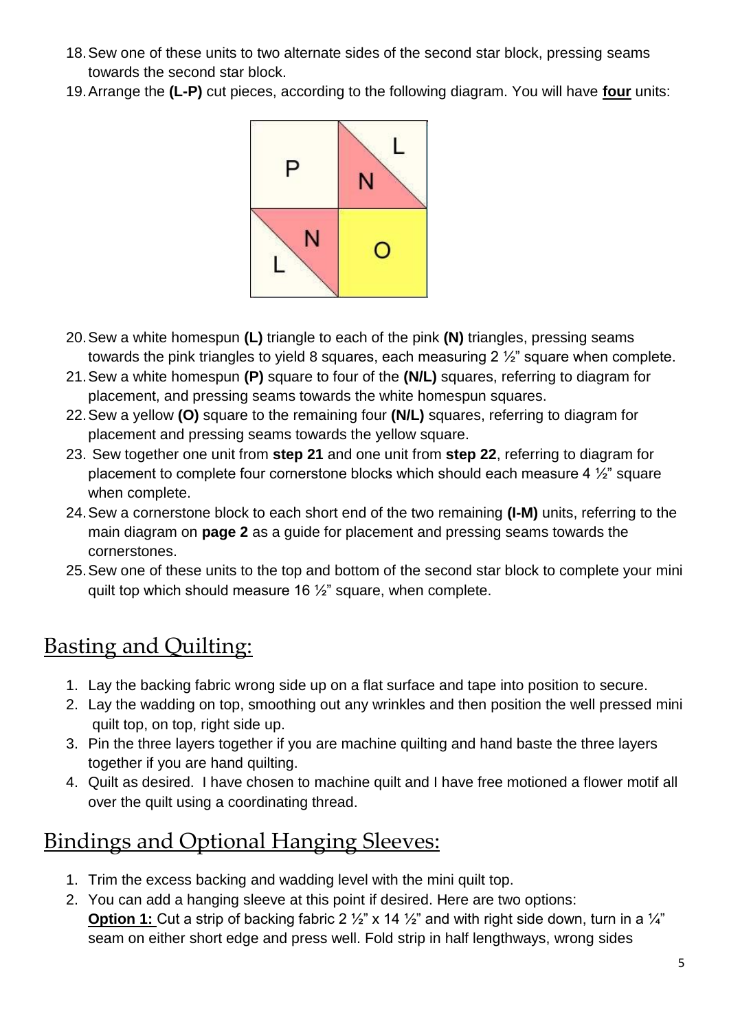18. Sew one of these units to two alternate sides of the second star block, pressing seams towards the second star block.
19. Arrange the **(L-P)** cut pieces, according to the following diagram. You will have **four** units:

20. Sew a white homespun **(L)** triangle to each of the pink **(N)** triangles, pressing seams towards the pink triangles to yield 8 squares, each measuring 2 ½" square when complete.
21. Sew a white homespun **(P)** square to four of the **(N/L)** squares, referring to diagram for placement, and pressing seams towards the white homespun squares.
22. Sew a yellow **(O)** square to the remaining four **(N/L)** squares, referring to diagram for placement and pressing seams towards the yellow square.
23. Sew together one unit from **step 21** and one unit from **step 22**, referring to diagram for placement to complete four cornerstone blocks which should each measure 4 ½" square when complete.
24. Sew a cornerstone block to each short end of the two remaining **(I-M)** units, referring to the main diagram on **page 2** as a guide for placement and pressing seams towards the cornerstones.
25. Sew one of these units to the top and bottom of the second star block to complete your mini quilt top which should measure 16 ½" square, when complete.

## Basting and Quilting:

1. Lay the backing fabric wrong side up on a flat surface and tape into position to secure.
2. Lay the wadding on top, smoothing out any wrinkles and then position the well pressed mini quilt top, on top, right side up.
3. Pin the three layers together if you are machine quilting and hand baste the three layers together if you are hand quilting.
4. Quilt as desired. I have chosen to machine quilt and I have free motioned a flower motif all over the quilt using a coordinating thread.

## Bindings and Optional Hanging Sleeves:

1. Trim the excess backing and wadding level with the mini quilt top.
2. You can add a hanging sleeve at this point if desired. Here are two options:
   **Option 1:** Cut a strip of backing fabric 2 ½" x 14 ½" and with right side down, turn in a ¼" seam on either short edge and press well. Fold strip in half lengthways, wrong sides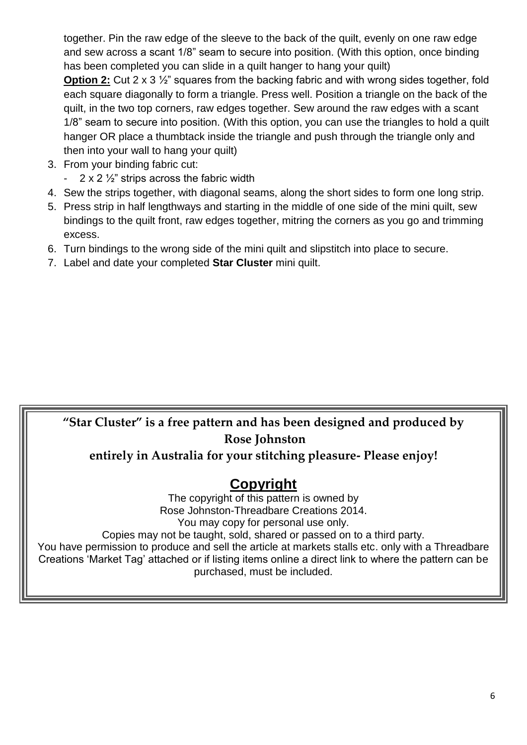together. Pin the raw edge of the sleeve to the back of the quilt, evenly on one raw edge and sew across a scant 1/8" seam to secure into position. (With this option, once binding has been completed you can slide in a quilt hanger to hang your quilt)

**Option 2:** Cut 2 x 3 ½" squares from the backing fabric and with wrong sides together, fold each square diagonally to form a triangle. Press well. Position a triangle on the back of the quilt, in the two top corners, raw edges together. Sew around the raw edges with a scant 1/8" seam to secure into position. (With this option, you can use the triangles to hold a quilt hanger OR place a thumbtack inside the triangle and push through the triangle only and then into your wall to hang your quilt)

3. From your binding fabric cut:
   - 2 x 2 ½" strips across the fabric width
4. Sew the strips together, with diagonal seams, along the short sides to form one long strip.
5. Press strip in half lengthways and starting in the middle of one side of the mini quilt, sew bindings to the quilt front, raw edges together, mitring the corners as you go and trimming excess.
6. Turn bindings to the wrong side of the mini quilt and slipstitch into place to secure.
7. Label and date your completed **Star Cluster** mini quilt.

**"Star Cluster" is a free pattern and has been designed and produced by Rose Johnston entirely in Australia for your stitching pleasure- Please enjoy!**

## Copyright

The copyright of this pattern is owned by
Rose Johnston-Threadbare Creations 2014.
You may copy for personal use only.
Copies may not be taught, sold, shared or passed on to a third party.
You have permission to produce and sell the article at markets stalls etc. only with a Threadbare Creations 'Market Tag' attached or if listing items online a direct link to where the pattern can be purchased, must be included.